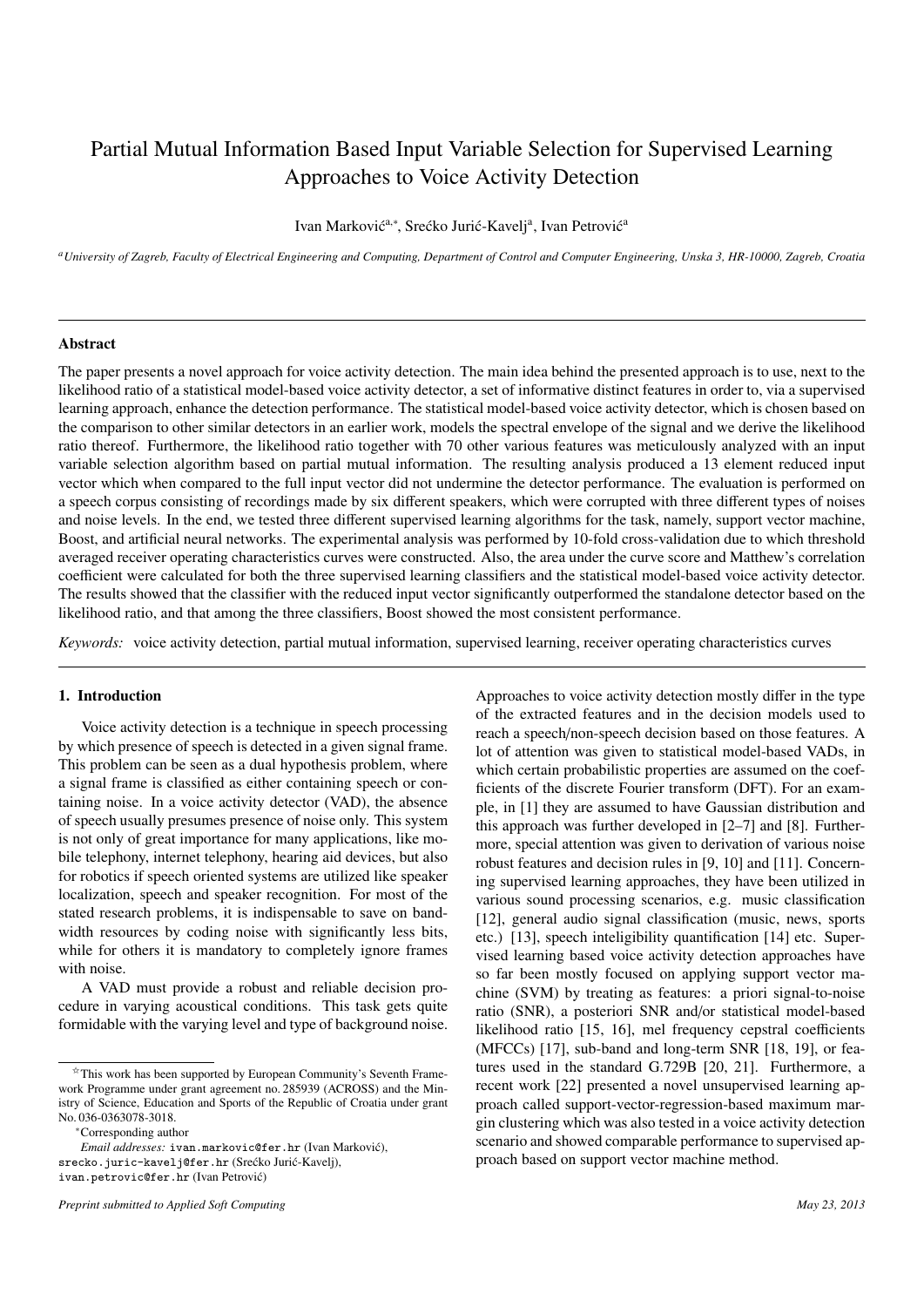# Partial Mutual Information Based Input Variable Selection for Supervised Learning Approaches to Voice Activity Detection

Ivan Marković[a,*], Srećko Jurić-Kavelj[a], Ivan Petrović[a]

[a] *University of Zagreb, Faculty of Electrical Engineering and Computing, Department of Control and Computer Engineering, Unska 3, HR-10000, Zagreb, Croatia*

---

## Abstract

The paper presents a novel approach for voice activity detection. The main idea behind the presented approach is to use, next to the likelihood ratio of a statistical model-based voice activity detector, a set of informative distinct features in order to, via a supervised learning approach, enhance the detection performance. The statistical model-based voice activity detector, which is chosen based on the comparison to other similar detectors in an earlier work, models the spectral envelope of the signal and we derive the likelihood ratio thereof. Furthermore, the likelihood ratio together with 70 other various features was meticulously analyzed with an input variable selection algorithm based on partial mutual information. The resulting analysis produced a 13 element reduced input vector which when compared to the full input vector did not undermine the detector performance. The evaluation is performed on a speech corpus consisting of recordings made by six different speakers, which were corrupted with three different types of noises and noise levels. In the end, we tested three different supervised learning algorithms for the task, namely, support vector machine, Boost, and artificial neural networks. The experimental analysis was performed by 10-fold cross-validation due to which threshold averaged receiver operating characteristics curves were constructed. Also, the area under the curve score and Matthew's correlation coefficient were calculated for both the three supervised learning classifiers and the statistical model-based voice activity detector. The results showed that the classifier with the reduced input vector significantly outperformed the standalone detector based on the likelihood ratio, and that among the three classifiers, Boost showed the most consistent performance.

*Keywords:* voice activity detection, partial mutual information, supervised learning, receiver operating characteristics curves

---

## 1. Introduction

Voice activity detection is a technique in speech processing by which presence of speech is detected in a given signal frame. This problem can be seen as a dual hypothesis problem, where a signal frame is classified as either containing speech or containing noise. In a voice activity detector (VAD), the absence of speech usually presumes presence of noise only. This system is not only of great importance for many applications, like mobile telephony, internet telephony, hearing aid devices, but also for robotics if speech oriented systems are utilized like speaker localization, speech and speaker recognition. For most of the stated research problems, it is indispensable to save on bandwidth resources by coding noise with significantly less bits, while for others it is mandatory to completely ignore frames with noise.

A VAD must provide a robust and reliable decision procedure in varying acoustical conditions. This task gets quite formidable with the varying level and type of background noise. Approaches to voice activity detection mostly differ in the type of the extracted features and in the decision models used to reach a speech/non-speech decision based on those features. A lot of attention was given to statistical model-based VADs, in which certain probabilistic properties are assumed on the coefficients of the discrete Fourier transform (DFT). For example, in [1] they are assumed to have Gaussian distribution and this approach was further developed in [2–7] and [8]. Furthermore, special attention was given to derivation of various noise robust features and decision rules in [9, 10] and [11]. Concerning supervised learning approaches, they have been utilized in various sound processing scenarios, e.g. music classification [12], general audio signal classification (music, news, sports etc.) [13], speech inteligibility quantification [14] etc. Supervised learning based voice activity detection approaches have so far been mostly focused on applying support vector machine (SVM) by treating as features: a priori signal-to-noise ratio (SNR), a posteriori SNR and/or statistical model-based likelihood ratio [15, 16], mel frequency cepstral coefficients (MFCCs) [17], sub-band and long-term SNR [18, 19], or features used in the standard G.729B [20, 21]. Furthermore, a recent work [22] presented a novel unsupervised learning approach called support-vector-regression-based maximum margin clustering which was also tested in a voice activity detection scenario and showed comparable performance to supervised approach based on support vector machine method.

---

☆This work has been supported by European Community's Seventh Framework Programme under grant agreement no. 285939 (ACROSS) and the Ministry of Science, Education and Sports of the Republic of Croatia under grant No. 036-0363078-3018.

*Corresponding author

*Email addresses:* ivan.markovic@fer.hr (Ivan Marković), srecko.juric-kavelj@fer.hr (Srećko Jurić-Kavelj), ivan.petrovic@fer.hr (Ivan Petrović)

*Preprint submitted to Applied Soft Computing* *May 23, 2013*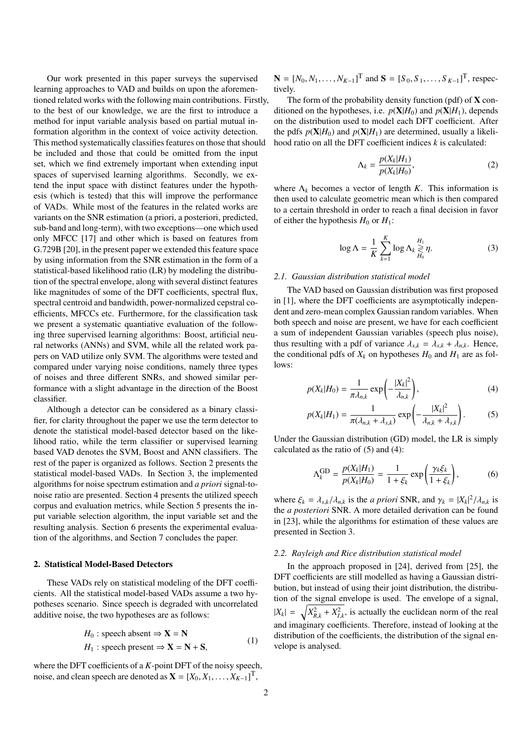Our work presented in this paper surveys the supervised learning approaches to VAD and builds on upon the aforementioned related works with the following main contributions. Firstly, to the best of our knowledge, we are the first to introduce a method for input variable analysis based on partial mutual information algorithm in the context of voice activity detection. This method systematically classifies features on those that should be included and those that could be omitted from the input set, which we find extremely important when extending input spaces of supervised learning algorithms. Secondly, we extend the input space with distinct features under the hypothesis (which is tested) that this will improve the performance of VADs. While most of the features in the related works are variants on the SNR estimation (a priori, a posteriori, predicted, sub-band and long-term), with two exceptions—one which used only MFCC [17] and other which is based on features from G.729B [20], in the present paper we extended this feature space by using information from the SNR estimation in the form of a statistical-based likelihood ratio (LR) by modeling the distribution of the spectral envelope, along with several distinct features like magnitudes of some of the DFT coefficients, spectral flux, spectral centroid and bandwidth, power-normalized cepstral coefficients, MFCCs etc. Furthermore, for the classification task we present a systematic quantiative evaluation of the following three supervised learning algorithms: Boost, artificial neural networks (ANNs) and SVM, while all the related work papers on VAD utilize only SVM. The algorithms were tested and compared under varying noise conditions, namely three types of noises and three different SNRs, and showed similar performance with a slight advantage in the direction of the Boost classifier.

Although a detector can be considered as a binary classifier, for clarity throughout the paper we use the term detector to denote the statistical model-based detector based on the likelihood ratio, while the term classifier or supervised learning based VAD denotes the SVM, Boost and ANN classifiers. The rest of the paper is organized as follows. Section 2 presents the statistical model-based VADs. In Section 3, the implemented algorithms for noise spectrum estimation and *a priori* signal-to-noise ratio are presented. Section 4 presents the utilized speech corpus and evaluation metrics, while Section 5 presents the input variable selection algorithm, the input variable set and the resulting analysis. Section 6 presents the experimental evaluation of the algorithms, and Section 7 concludes the paper.

## 2. Statistical Model-Based Detectors

These VADs rely on statistical modeling of the DFT coefficients. All the statistical model-based VADs assume a two hypotheses scenario. Since speech is degraded with uncorrelated additive noise, the two hypotheses are as follows:

$$\begin{aligned} &H_0 : \text{speech absent} \Rightarrow \mathbf{X} = \mathbf{N} \\ &H_1 : \text{speech present} \Rightarrow \mathbf{X} = \mathbf{N} + \mathbf{S}, \end{aligned} \tag{1}$$

where the DFT coefficients of a $K$-point DFT of the noisy speech, noise, and clean speech are denoted as $\mathbf{X} = [X_0, X_1, \ldots, X_{K-1}]^{\mathrm{T}}$, $\mathbf{N} = [N_0, N_1, \ldots, N_{K-1}]^{\mathrm{T}}$ and $\mathbf{S} = [S_0, S_1, \ldots, S_{K-1}]^{\mathrm{T}}$, respectively.

The form of the probability density function (pdf) of $\mathbf{X}$ conditioned on the hypotheses, i.e. $p(\mathbf{X}|H_0)$ and $p(\mathbf{X}|H_1)$, depends on the distribution used to model each DFT coefficient. After the pdfs $p(\mathbf{X}|H_0)$ and $p(\mathbf{X}|H_1)$ are determined, usually a likelihood ratio on all the DFT coefficient indices $k$ is calculated:

$$\Lambda_k = \frac{p(X_k|H_1)}{p(X_k|H_0)}, \tag{2}$$

where $\Lambda_k$ becomes a vector of length $K$. This information is then used to calculate geometric mean which is then compared to a certain threshold in order to reach a final decision in favor of either the hypothesis $H_0$ or $H_1$:

$$\log \Lambda = \frac{1}{K} \sum_{k=1}^{K} \log \Lambda_k \underset{H_0}{\overset{H_1}{\gtrless}} \eta. \tag{3}$$

### 2.1. Gaussian distribution statistical model

The VAD based on Gaussian distribution was first proposed in [1], where the DFT coefficients are asymptotically independent and zero-mean complex Gaussian random variables. When both speech and noise are present, we have for each coefficient a sum of independent Gaussian variables (speech plus noise), thus resulting with a pdf of variance $\lambda_{x,k} = \lambda_{s,k} + \lambda_{n,k}$. Hence, the conditional pdfs of $X_k$ on hypotheses $H_0$ and $H_1$ are as follows:

$$p(X_k|H_0) = \frac{1}{\pi \lambda_{n,k}} \exp\left(-\frac{|X_k|^2}{\lambda_{n,k}}\right), \tag{4}$$

$$p(X_k|H_1) = \frac{1}{\pi(\lambda_{n,k} + \lambda_{s,k})} \exp\left(-\frac{|X_k|^2}{\lambda_{n,k} + \lambda_{s,k}}\right). \tag{5}$$

Under the Gaussian distribution (GD) model, the LR is simply calculated as the ratio of (5) and (4):

$$\Lambda_k^{\mathrm{GD}} = \frac{p(X_k|H_1)}{p(X_k|H_0)} = \frac{1}{1+\xi_k} \exp\left(\frac{\gamma_k \xi_k}{1+\xi_k}\right), \tag{6}$$

where $\xi_k = \lambda_{s,k}/\lambda_{n,k}$ is the *a priori* SNR, and $\gamma_k = |X_k|^2/\lambda_{n,k}$ is the *a posteriori* SNR. A more detailed derivation can be found in [23], while the algorithms for estimation of these values are presented in Section 3.

### 2.2. Rayleigh and Rice distribution statistical model

In the approach proposed in [24], derived from [25], the DFT coefficients are still modelled as having a Gaussian distribution, but instead of using their joint distribution, the distribution of the signal envelope is used. The envelope of a signal, $|X_k| = \sqrt{X_{R,k}^2 + X_{I,k}^2}$, is actually the euclidean norm of the real and imaginary coefficients. Therefore, instead of looking at the distribution of the coefficients, the distribution of the signal envelope is analysed.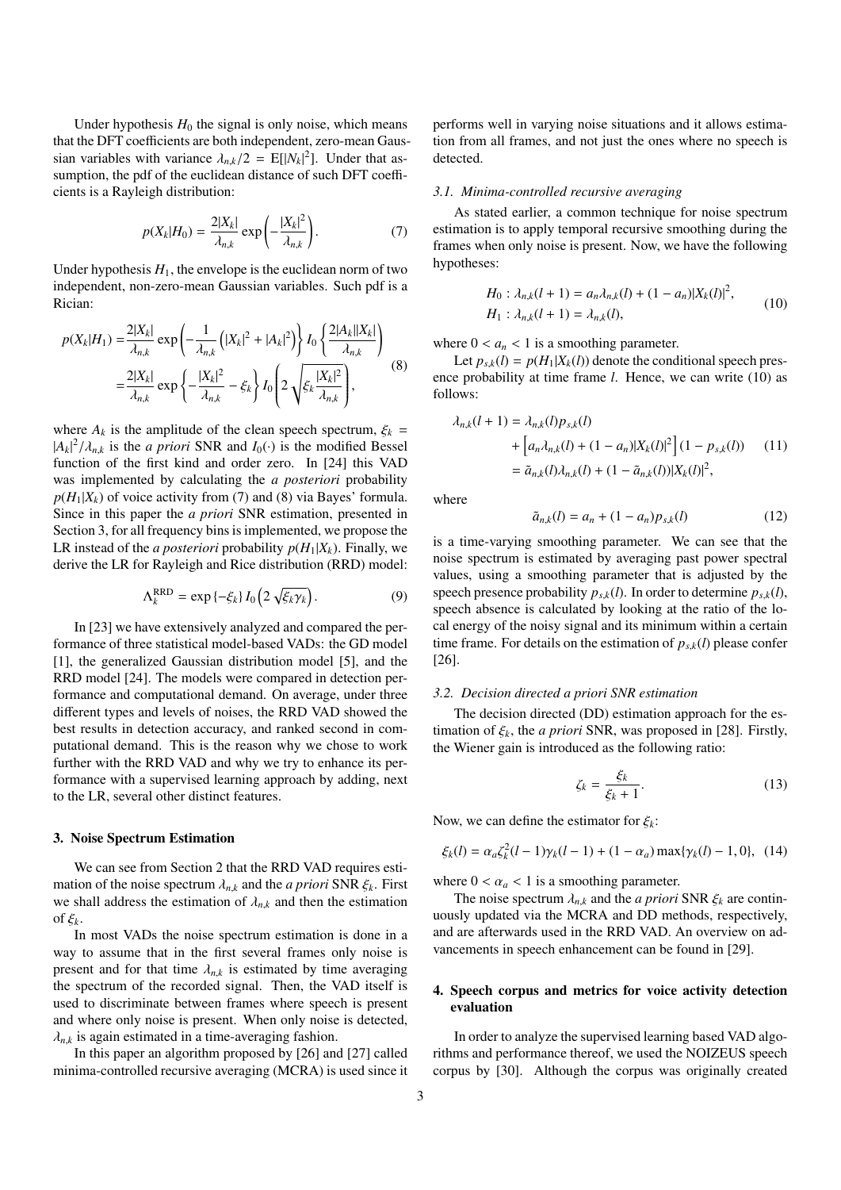Under hypothesis $H_0$ the signal is only noise, which means that the DFT coefficients are both independent, zero-mean Gaussian variables with variance $\lambda_{n,k}/2 = \mathrm{E}[|N_k|^2]$. Under that assumption, the pdf of the euclidean distance of such DFT coefficients is a Rayleigh distribution:

$$p(X_k|H_0) = \frac{2|X_k|}{\lambda_{n,k}} \exp\left(-\frac{|X_k|^2}{\lambda_{n,k}}\right). \tag{7}$$

Under hypothesis $H_1$, the envelope is the euclidean norm of two independent, non-zero-mean Gaussian variables. Such pdf is a Rician:

$$\begin{aligned} p(X_k|H_1) &= \frac{2|X_k|}{\lambda_{n,k}} \exp\left(-\frac{1}{\lambda_{n,k}}\left(|X_k|^2 + |A_k|^2\right)\right) I_0\left\{\frac{2|A_k||X_k|}{\lambda_{n,k}}\right) \\ &= \frac{2|X_k|}{\lambda_{n,k}} \exp\left\{-\frac{|X_k|^2}{\lambda_{n,k}} - \xi_k\right\} I_0\left(2\sqrt{\xi_k \frac{|X_k|^2}{\lambda_{n,k}}}\right), \end{aligned} \tag{8}$$

where $A_k$ is the amplitude of the clean speech spectrum, $\xi_k = |A_k|^2/\lambda_{n,k}$ is the *a priori* SNR and $I_0(\cdot)$ is the modified Bessel function of the first kind and order zero. In [24] this VAD was implemented by calculating the *a posteriori* probability $p(H_1|X_k)$ of voice activity from (7) and (8) via Bayes' formula. Since in this paper the *a priori* SNR estimation, presented in Section 3, for all frequency bins is implemented, we propose the LR instead of the *a posteriori* probability $p(H_1|X_k)$. Finally, we derive the LR for Rayleigh and Rice distribution (RRD) model:

$$\Lambda_k^{\mathrm{RRD}} = \exp\{-\xi_k\} I_0\left(2\sqrt{\xi_k \gamma_k}\right). \tag{9}$$

In [23] we have extensively analyzed and compared the performance of three statistical model-based VADs: the GD model [1], the generalized Gaussian distribution model [5], and the RRD model [24]. The models were compared in detection performance and computational demand. On average, under three different types and levels of noises, the RRD VAD showed the best results in detection accuracy, and ranked second in computational demand. This is the reason why we chose to work further with the RRD VAD and why we try to enhance its performance with a supervised learning approach by adding, next to the LR, several other distinct features.

## 3. Noise Spectrum Estimation

We can see from Section 2 that the RRD VAD requires estimation of the noise spectrum $\lambda_{n,k}$ and the *a priori* SNR $\xi_k$. First we shall address the estimation of $\lambda_{n,k}$ and then the estimation of $\xi_k$.

In most VADs the noise spectrum estimation is done in a way to assume that in the first several frames only noise is present and for that time $\lambda_{n,k}$ is estimated by time averaging the spectrum of the recorded signal. Then, the VAD itself is used to discriminate between frames where speech is present and where only noise is present. When only noise is detected, $\lambda_{n,k}$ is again estimated in a time-averaging fashion.

In this paper an algorithm proposed by [26] and [27] called minima-controlled recursive averaging (MCRA) is used since it performs well in varying noise situations and it allows estimation from all frames, and not just the ones where no speech is detected.

### 3.1. Minima-controlled recursive averaging

As stated earlier, a common technique for noise spectrum estimation is to apply temporal recursive smoothing during the frames when only noise is present. Now, we have the following hypotheses:

$$\begin{aligned} H_0 &: \lambda_{n,k}(l+1) = a_n \lambda_{n,k}(l) + (1 - a_n)|X_k(l)|^2, \\ H_1 &: \lambda_{n,k}(l+1) = \lambda_{n,k}(l), \end{aligned} \tag{10}$$

where $0 < a_n < 1$ is a smoothing parameter.

Let $p_{s,k}(l) = p(H_1|X_k(l))$ denote the conditional speech presence probability at time frame $l$. Hence, we can write (10) as follows:

$$\begin{aligned} \lambda_{n,k}(l+1) &= \lambda_{n,k}(l) p_{s,k}(l) \\ &\quad + \left[a_n \lambda_{n,k}(l) + (1 - a_n)|X_k(l)|^2\right](1 - p_{s,k}(l)) \\ &= \tilde{a}_{n,k}(l)\lambda_{n,k}(l) + (1 - \tilde{a}_{n,k}(l))|X_k(l)|^2, \end{aligned} \tag{11}$$

where

$$\tilde{a}_{n,k}(l) = a_n + (1 - a_n) p_{s,k}(l) \tag{12}$$

is a time-varying smoothing parameter. We can see that the noise spectrum is estimated by averaging past power spectral values, using a smoothing parameter that is adjusted by the speech presence probability $p_{s,k}(l)$. In order to determine $p_{s,k}(l)$, speech absence is calculated by looking at the ratio of the local energy of the noisy signal and its minimum within a certain time frame. For details on the estimation of $p_{s,k}(l)$ please confer [26].

### 3.2. Decision directed a priori SNR estimation

The decision directed (DD) estimation approach for the estimation of $\xi_k$, the *a priori* SNR, was proposed in [28]. Firstly, the Wiener gain is introduced as the following ratio:

$$\zeta_k = \frac{\xi_k}{\xi_k + 1}. \tag{13}$$

Now, we can define the estimator for $\xi_k$:

$$\xi_k(l) = \alpha_a \zeta_k^2(l-1)\gamma_k(l-1) + (1 - \alpha_a)\max\{\gamma_k(l) - 1, 0\}, \tag{14}$$

where $0 < \alpha_a < 1$ is a smoothing parameter.

The noise spectrum $\lambda_{n,k}$ and the *a priori* SNR $\xi_k$ are continuously updated via the MCRA and DD methods, respectively, and are afterwards used in the RRD VAD. An overview on advancements in speech enhancement can be found in [29].

## 4. Speech corpus and metrics for voice activity detection evaluation

In order to analyze the supervised learning based VAD algorithms and performance thereof, we used the NOIZEUS speech corpus by [30]. Although the corpus was originally created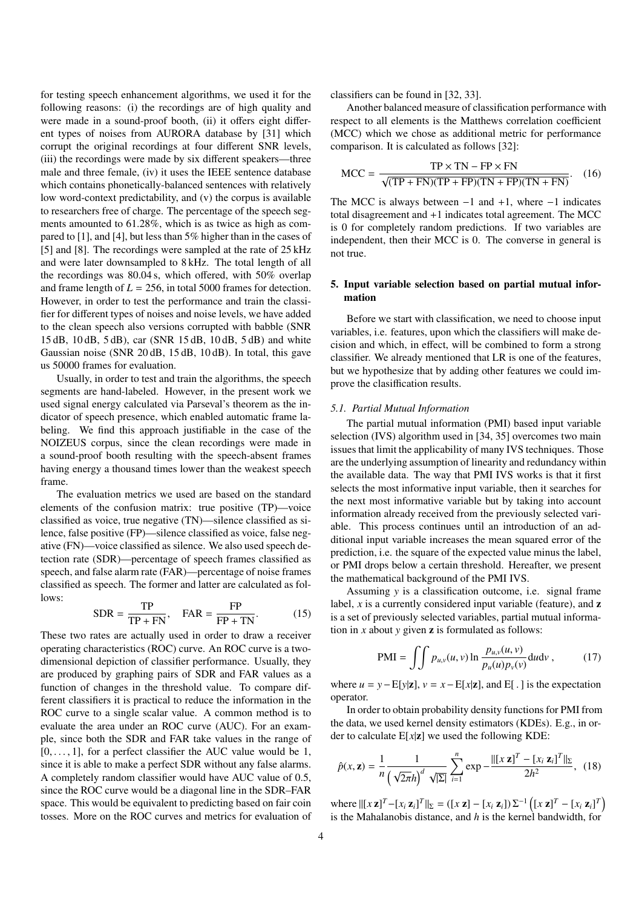for testing speech enhancement algorithms, we used it for the following reasons: (i) the recordings are of high quality and were made in a sound-proof booth, (ii) it offers eight different types of noises from AURORA database by [31] which corrupt the original recordings at four different SNR levels, (iii) the recordings were made by six different speakers—three male and three female, (iv) it uses the IEEE sentence database which contains phonetically-balanced sentences with relatively low word-context predictability, and (v) the corpus is available to researchers free of charge. The percentage of the speech segments amounted to 61.28%, which is as twice as high as compared to [1], and [4], but less than 5% higher than in the cases of [5] and [8]. The recordings were sampled at the rate of 25 kHz and were later downsampled to 8 kHz. The total length of all the recordings was 80.04 s, which offered, with 50% overlap and frame length of $L = 256$, in total 5000 frames for detection. However, in order to test the performance and train the classifier for different types of noises and noise levels, we have added to the clean speech also versions corrupted with babble (SNR 15 dB, 10 dB, 5 dB), car (SNR 15 dB, 10 dB, 5 dB) and white Gaussian noise (SNR 20 dB, 15 dB, 10 dB). In total, this gave us 50000 frames for evaluation.

Usually, in order to test and train the algorithms, the speech segments are hand-labeled. However, in the present work we used signal energy calculated via Parseval's theorem as the indicator of speech presence, which enabled automatic frame labeling. We find this approach justifiable in the case of the NOIZEUS corpus, since the clean recordings were made in a sound-proof booth resulting with the speech-absent frames having energy a thousand times lower than the weakest speech frame.

The evaluation metrics we used are based on the standard elements of the confusion matrix: true positive (TP)—voice classified as voice, true negative (TN)—silence classified as silence, false positive (FP)—silence classified as voice, false negative (FN)—voice classified as silence. We also used speech detection rate (SDR)—percentage of speech frames classified as speech, and false alarm rate (FAR)—percentage of noise frames classified as speech. The former and latter are calculated as follows:

$$\text{SDR} = \frac{\text{TP}}{\text{TP} + \text{FN}}, \quad \text{FAR} = \frac{\text{FP}}{\text{FP} + \text{TN}}. \tag{15}$$

These two rates are actually used in order to draw a receiver operating characteristics (ROC) curve. An ROC curve is a two-dimensional depiction of classifier performance. Usually, they are produced by graphing pairs of SDR and FAR values as a function of changes in the threshold value. To compare different classifiers it is practical to reduce the information in the ROC curve to a single scalar value. A common method is to evaluate the area under an ROC curve (AUC). For an example, since both the SDR and FAR take values in the range of $[0, \ldots, 1]$, for a perfect classifier the AUC value would be 1, since it is able to make a perfect SDR without any false alarms. A completely random classifier would have AUC value of 0.5, since the ROC curve would be a diagonal line in the SDR–FAR space. This would be equivalent to predicting based on fair coin tosses. More on the ROC curves and metrics for evaluation of classifiers can be found in [32, 33].

Another balanced measure of classification performance with respect to all elements is the Matthews correlation coefficient (MCC) which we chose as additional metric for performance comparison. It is calculated as follows [32]:

$$\text{MCC} = \frac{\text{TP} \times \text{TN} - \text{FP} \times \text{FN}}{\sqrt{(\text{TP} + \text{FN})(\text{TP} + \text{FP})(\text{TN} + \text{FP})(\text{TN} + \text{FN})}}. \tag{16}$$

The MCC is always between $-1$ and $+1$, where $-1$ indicates total disagreement and $+1$ indicates total agreement. The MCC is 0 for completely random predictions. If two variables are independent, then their MCC is 0. The converse in general is not true.

## 5. Input variable selection based on partial mutual information

Before we start with classification, we need to choose input variables, i.e. features, upon which the classifiers will make decision and which, in effect, will be combined to form a strong classifier. We already mentioned that LR is one of the features, but we hypothesize that by adding other features we could improve the classiffication results.

### 5.1. Partial Mutual Information

The partial mutual information (PMI) based input variable selection (IVS) algorithm used in [34, 35] overcomes two main issues that limit the applicability of many IVS techniques. Those are the underlying assumption of linearity and redundancy within the available data. The way that PMI IVS works is that it first selects the most informative input variable, then it searches for the next most informative variable but by taking into account information already received from the previously selected variable. This process continues until an introduction of an additional input variable increases the mean squared error of the prediction, i.e. the square of the expected value minus the label, or PMI drops below a certain threshold. Hereafter, we present the mathematical background of the PMI IVS.

Assuming $y$ is a classification outcome, i.e. signal frame label, $x$ is a currently considered input variable (feature), and $\mathbf{z}$ is a set of previously selected variables, partial mutual information in $x$ about $y$ given $\mathbf{z}$ is formulated as follows:

$$\text{PMI} = \iint p_{u,v}(u, v) \ln \frac{p_{u,v}(u, v)}{p_u(u) p_v(v)} \mathrm{d}u \mathrm{d}v \,, \tag{17}$$

where $u = y - \mathrm{E}[y|\mathbf{z}]$, $v = x - \mathrm{E}[x|\mathbf{z}]$, and $\mathrm{E}[\,.\,]$ is the expectation operator.

In order to obtain probability density functions for PMI from the data, we used kernel density estimators (KDEs). E.g., in order to calculate $\mathrm{E}[x|\mathbf{z}]$ we used the following KDE:

$$\hat{p}(x, \mathbf{z}) = \frac{1}{n} \frac{1}{\left(\sqrt{2\pi}h\right)^d \sqrt{|\Sigma|}} \sum_{i=1}^{n} \exp - \frac{\|[x\,\mathbf{z}]^T - [x_i\,\mathbf{z}_i]^T\|_\Sigma}{2h^2}, \tag{18}$$

where $\|[x\,\mathbf{z}]^T - [x_i\,\mathbf{z}_i]^T\|_\Sigma = ([x\,\mathbf{z}] - [x_i\,\mathbf{z}_i])\,\Sigma^{-1}\left([x\,\mathbf{z}]^T - [x_i\,\mathbf{z}_i]^T\right)$ is the Mahalanobis distance, and $h$ is the kernel bandwidth, for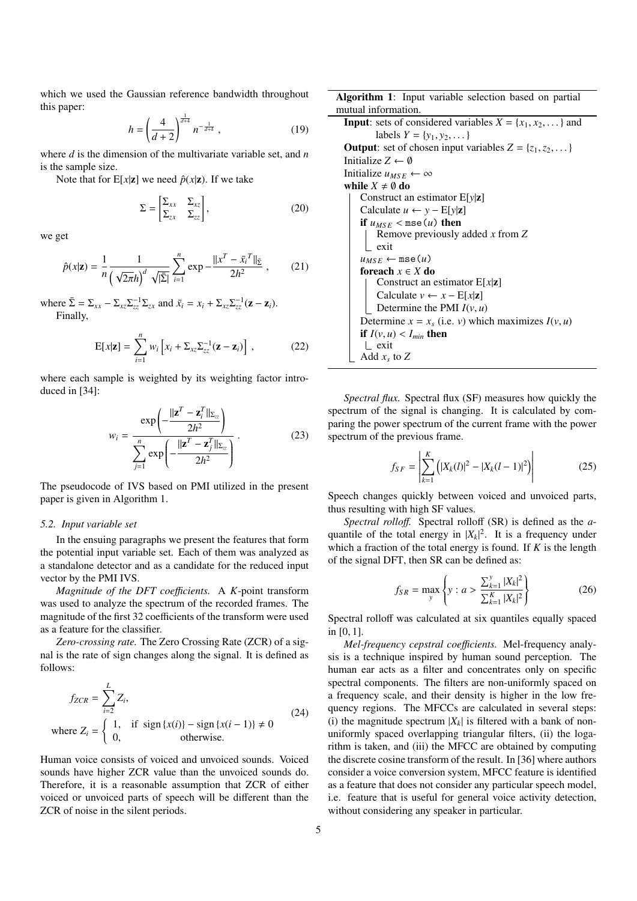which we used the Gaussian reference bandwidth throughout this paper:

$$h = \left(\frac{4}{d+2}\right)^{\frac{1}{d+4}} n^{-\frac{1}{d+4}}\ , \tag{19}$$

where $d$ is the dimension of the multivariate variable set, and $n$ is the sample size.

Note that for $\mathrm{E}[x|\mathbf{z}]$ we need $\hat{p}(x|\mathbf{z})$. If we take

$$\Sigma = \begin{bmatrix} \Sigma_{xx} & \Sigma_{xz} \\ \Sigma_{zx} & \Sigma_{zz} \end{bmatrix}, \tag{20}$$

we get

$$\hat{p}(x|\mathbf{z}) = \frac{1}{n} \frac{1}{\left(\sqrt{2\pi}h\right)^d \sqrt{|\bar{\Sigma}|}} \sum_{i=1}^{n} \exp - \frac{\|x^T - \bar{x}_i^T\|_{\bar{\Sigma}}}{2h^2}\ , \tag{21}$$

where $\bar{\Sigma} = \Sigma_{xx} - \Sigma_{xz}\Sigma_{zz}^{-1}\Sigma_{zx}$ and $\bar{x}_i = x_i + \Sigma_{xz}\Sigma_{zz}^{-1}(\mathbf{z} - \mathbf{z}_i)$.

Finally,

$$\mathrm{E}[x|\mathbf{z}] = \sum_{i=1}^{n} w_i \left[x_i + \Sigma_{xz}\Sigma_{zz}^{-1}(\mathbf{z} - \mathbf{z}_i)\right]\ , \tag{22}$$

where each sample is weighted by its weighting factor introduced in [34]:

$$w_i = \frac{\exp\left(-\dfrac{\|\mathbf{z}^T - \mathbf{z}_i^T\|_{\Sigma_{zz}}}{2h^2}\right)}{\sum_{j=1}^{n} \exp\left(-\dfrac{\|\mathbf{z}^T - \mathbf{z}_j^T\|_{\Sigma_{zz}}}{2h^2}\right)}\ . \tag{23}$$

The pseudocode of IVS based on PMI utilized in the present paper is given in Algorithm 1.

### 5.2. Input variable set

In the ensuing paragraphs we present the features that form the potential input variable set. Each of them was analyzed as a standalone detector and as a candidate for the reduced input vector by the PMI IVS.

*Magnitude of the DFT coefficients.* A $K$-point transform was used to analyze the spectrum of the recorded frames. The magnitude of the first 32 coefficients of the transform were used as a feature for the classifier.

*Zero-crossing rate.* The Zero Crossing Rate (ZCR) of a signal is the rate of sign changes along the signal. It is defined as follows:

$$f_{ZCR} = \sum_{i=2}^{L} Z_i, \qquad \text{where } Z_i = \begin{cases} 1, & \text{if } \operatorname{sign}\{x(i)\} - \operatorname{sign}\{x(i-1)\} \neq 0 \\ 0, & \text{otherwise.} \end{cases} \tag{24}$$

Human voice consists of voiced and unvoiced sounds. Voiced sounds have higher ZCR value than the unvoiced sounds do. Therefore, it is a reasonable assumption that ZCR of either voiced or unvoiced parts of speech will be different than the ZCR of noise in the silent periods.

**Algorithm 1**: Input variable selection based on partial mutual information.

```
Input: sets of considered variables X = {x_1, x_2, ...} and
       labels Y = {y_1, y_2, ...}
Output: set of chosen input variables Z = {z_1, z_2, ...}
Initialize Z ← ∅
Initialize u_MSE ← ∞
while X ≠ ∅ do
    Construct an estimator E[y|z]
    Calculate u ← y − E[y|z]
    if u_MSE < mse(u) then
        Remove previously added x from Z
        exit
    u_MSE ← mse(u)
    foreach x ∈ X do
        Construct an estimator E[x|z]
        Calculate v ← x − E[x|z]
        Determine the PMI I(v, u)
    Determine x = x_s (i.e. v) which maximizes I(v, u)
    if I(v, u) < I_min then
        exit
    Add x_s to Z
```

*Spectral flux.* Spectral flux (SF) measures how quickly the spectrum of the signal is changing. It is calculated by comparing the power spectrum of the current frame with the power spectrum of the previous frame.

$$f_{SF} = \left| \sum_{k=1}^{K} \left( |X_k(l)|^2 - |X_k(l-1)|^2 \right) \right| \tag{25}$$

Speech changes quickly between voiced and unvoiced parts, thus resulting with high SF values.

*Spectral rolloff.* Spectral rolloff (SR) is defined as the $a$-quantile of the total energy in $|X_k|^2$. It is a frequency under which a fraction of the total energy is found. If $K$ is the length of the signal DFT, then SR can be defined as:

$$f_{SR} = \max_{y} \left\{ y : a > \frac{\sum_{k=1}^{y} |X_k|^2}{\sum_{k=1}^{K} |X_k|^2} \right\} \tag{26}$$

Spectral rolloff was calculated at six quantiles equally spaced in $[0, 1]$.

*Mel-frequency cepstral coefficients.* Mel-frequency analysis is a technique inspired by human sound perception. The human ear acts as a filter and concentrates only on specific spectral components. The filters are non-uniformly spaced on a frequency scale, and their density is higher in the low frequency regions. The MFCCs are calculated in several steps: (i) the magnitude spectrum $|X_k|$ is filtered with a bank of non-uniformly spaced overlapping triangular filters, (ii) the logarithm is taken, and (iii) the MFCC are obtained by computing the discrete cosine transform of the result. In [36] where authors consider a voice conversion system, MFCC feature is identified as a feature that does not consider any particular speech model, i.e. feature that is useful for general voice activity detection, without considering any speaker in particular.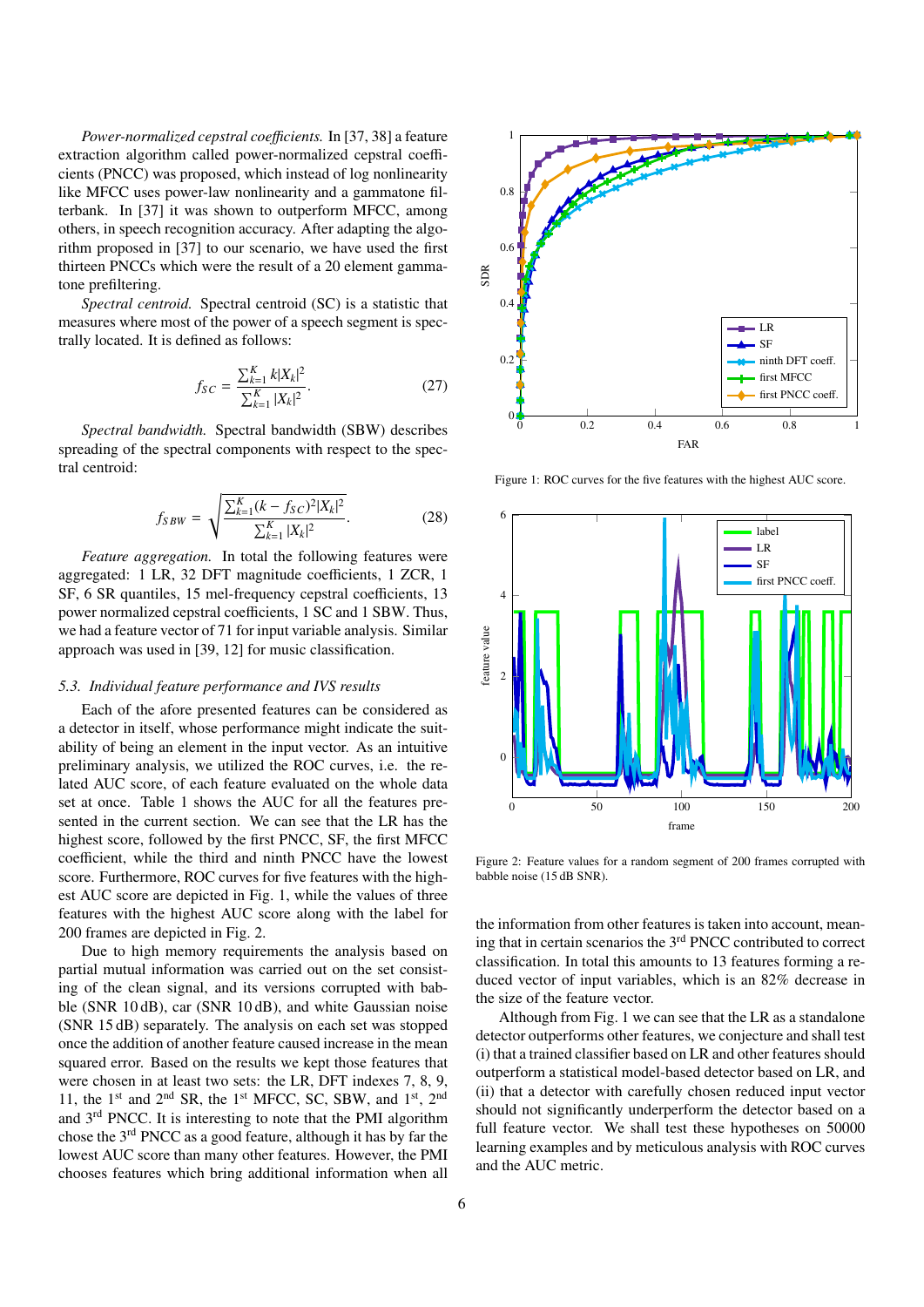*Power-normalized cepstral coefficients.* In [37, 38] a feature extraction algorithm called power-normalized cepstral coefficients (PNCC) was proposed, which instead of log nonlinearity like MFCC uses power-law nonlinearity and a gammatone filterbank. In [37] it was shown to outperform MFCC, among others, in speech recognition accuracy. After adapting the algorithm proposed in [37] to our scenario, we have used the first thirteen PNCCs which were the result of a 20 element gammatone prefiltering.

*Spectral centroid.* Spectral centroid (SC) is a statistic that measures where most of the power of a speech segment is spectrally located. It is defined as follows:

$$f_{SC} = \frac{\sum_{k=1}^{K} k|X_k|^2}{\sum_{k=1}^{K} |X_k|^2}. \tag{27}$$

*Spectral bandwidth.* Spectral bandwidth (SBW) describes spreading of the spectral components with respect to the spectral centroid:

$$f_{SBW} = \sqrt{\frac{\sum_{k=1}^{K} (k - f_{SC})^2 |X_k|^2}{\sum_{k=1}^{K} |X_k|^2}}. \tag{28}$$

*Feature aggregation.* In total the following features were aggregated: 1 LR, 32 DFT magnitude coefficients, 1 ZCR, 1 SF, 6 SR quantiles, 15 mel-frequency cepstral coefficients, 13 power normalized cepstral coefficients, 1 SC and 1 SBW. Thus, we had a feature vector of 71 for input variable analysis. Similar approach was used in [39, 12] for music classification.

### 5.3. Individual feature performance and IVS results

Each of the afore presented features can be considered as a detector in itself, whose performance might indicate the suitability of being an element in the input vector. As an intuitive preliminary analysis, we utilized the ROC curves, i.e. the related AUC score, of each feature evaluated on the whole data set at once. Table 1 shows the AUC for all the features presented in the current section. We can see that the LR has the highest score, followed by the first PNCC, SF, the first MFCC coefficient, while the third and ninth PNCC have the lowest score. Furthermore, ROC curves for five features with the highest AUC score are depicted in Fig. 1, while the values of three features with the highest AUC score along with the label for 200 frames are depicted in Fig. 2.

Due to high memory requirements the analysis based on partial mutual information was carried out on the set consisting of the clean signal, and its versions corrupted with babble (SNR 10 dB), car (SNR 10 dB), and white Gaussian noise (SNR 15 dB) separately. The analysis on each set was stopped once the addition of another feature caused increase in the mean squared error. Based on the results we kept those features that were chosen in at least two sets: the LR, DFT indexes 7, 8, 9, 11, the 1st and 2nd SR, the 1st MFCC, SC, SBW, and 1st, 2nd and 3rd PNCC. It is interesting to note that the PMI algorithm chose the 3rd PNCC as a good feature, although it has by far the lowest AUC score than many other features. However, the PMI chooses features which bring additional information when all

Figure 1: ROC curves for the five features with the highest AUC score.

Figure 2: Feature values for a random segment of 200 frames corrupted with babble noise (15 dB SNR).

the information from other features is taken into account, meaning that in certain scenarios the 3rd PNCC contributed to correct classification. In total this amounts to 13 features forming a reduced vector of input variables, which is an 82% decrease in the size of the feature vector.

Although from Fig. 1 we can see that the LR as a standalone detector outperforms other features, we conjecture and shall test (i) that a trained classifier based on LR and other features should outperform a statistical model-based detector based on LR, and (ii) that a detector with carefully chosen reduced input vector should not significantly underperform the detector based on a full feature vector. We shall test these hypotheses on 50000 learning examples and by meticulous analysis with ROC curves and the AUC metric.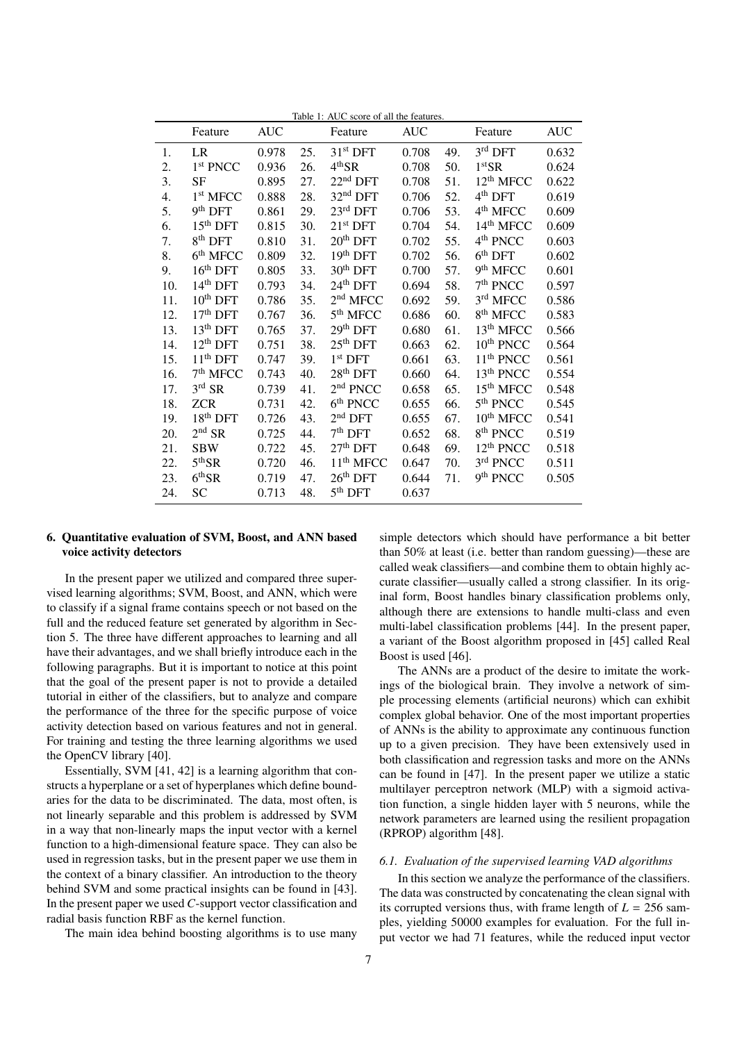Table 1: AUC score of all the features.

| | Feature | AUC | | Feature | AUC | | Feature | AUC |
|---|---|---|---|---|---|---|---|---|
| 1. | LR | 0.978 | 25. | 31st DFT | 0.708 | 49. | 3rd DFT | 0.632 |
| 2. | 1st PNCC | 0.936 | 26. | 4thSR | 0.708 | 50. | 1stSR | 0.624 |
| 3. | SF | 0.895 | 27. | 22nd DFT | 0.708 | 51. | 12th MFCC | 0.622 |
| 4. | 1st MFCC | 0.888 | 28. | 32nd DFT | 0.706 | 52. | 4th DFT | 0.619 |
| 5. | 9th DFT | 0.861 | 29. | 23rd DFT | 0.706 | 53. | 4th MFCC | 0.609 |
| 6. | 15th DFT | 0.815 | 30. | 21st DFT | 0.704 | 54. | 14th MFCC | 0.609 |
| 7. | 8th DFT | 0.810 | 31. | 20th DFT | 0.702 | 55. | 4th PNCC | 0.603 |
| 8. | 6th MFCC | 0.809 | 32. | 19th DFT | 0.702 | 56. | 6th DFT | 0.602 |
| 9. | 16th DFT | 0.805 | 33. | 30th DFT | 0.700 | 57. | 9th MFCC | 0.601 |
| 10. | 14th DFT | 0.793 | 34. | 24th DFT | 0.694 | 58. | 7th PNCC | 0.597 |
| 11. | 10th DFT | 0.786 | 35. | 2nd MFCC | 0.692 | 59. | 3rd MFCC | 0.586 |
| 12. | 17th DFT | 0.767 | 36. | 5th MFCC | 0.686 | 60. | 8th MFCC | 0.583 |
| 13. | 13th DFT | 0.765 | 37. | 29th DFT | 0.680 | 61. | 13th MFCC | 0.566 |
| 14. | 12th DFT | 0.751 | 38. | 25th DFT | 0.663 | 62. | 10th PNCC | 0.564 |
| 15. | 11th DFT | 0.747 | 39. | 1st DFT | 0.661 | 63. | 11th PNCC | 0.561 |
| 16. | 7th MFCC | 0.743 | 40. | 28th DFT | 0.660 | 64. | 13th PNCC | 0.554 |
| 17. | 3rd SR | 0.739 | 41. | 2nd PNCC | 0.658 | 65. | 15th MFCC | 0.548 |
| 18. | ZCR | 0.731 | 42. | 6th PNCC | 0.655 | 66. | 5th PNCC | 0.545 |
| 19. | 18th DFT | 0.726 | 43. | 2nd DFT | 0.655 | 67. | 10th MFCC | 0.541 |
| 20. | 2nd SR | 0.725 | 44. | 7th DFT | 0.652 | 68. | 8th PNCC | 0.519 |
| 21. | SBW | 0.722 | 45. | 27th DFT | 0.648 | 69. | 12th PNCC | 0.518 |
| 22. | 5thSR | 0.720 | 46. | 11th MFCC | 0.647 | 70. | 3rd PNCC | 0.511 |
| 23. | 6thSR | 0.719 | 47. | 26th DFT | 0.644 | 71. | 9th PNCC | 0.505 |
| 24. | SC | 0.713 | 48. | 5th DFT | 0.637 | | | |

## 6. Quantitative evaluation of SVM, Boost, and ANN based voice activity detectors

In the present paper we utilized and compared three supervised learning algorithms; SVM, Boost, and ANN, which were to classify if a signal frame contains speech or not based on the full and the reduced feature set generated by algorithm in Section 5. The three have different approaches to learning and all have their advantages, and we shall briefly introduce each in the following paragraphs. But it is important to notice at this point that the goal of the present paper is not to provide a detailed tutorial in either of the classifiers, but to analyze and compare the performance of the three for the specific purpose of voice activity detection based on various features and not in general. For training and testing the three learning algorithms we used the OpenCV library [40].

Essentially, SVM [41, 42] is a learning algorithm that constructs a hyperplane or a set of hyperplanes which define boundaries for the data to be discriminated. The data, most often, is not linearly separable and this problem is addressed by SVM in a way that non-linearly maps the input vector with a kernel function to a high-dimensional feature space. They can also be used in regression tasks, but in the present paper we use them in the context of a binary classifier. An introduction to the theory behind SVM and some practical insights can be found in [43]. In the present paper we used $C$-support vector classification and radial basis function RBF as the kernel function.

The main idea behind boosting algorithms is to use many simple detectors which should have performance a bit better than 50% at least (i.e. better than random guessing)—these are called weak classifiers—and combine them to obtain highly accurate classifier—usually called a strong classifier. In its original form, Boost handles binary classification problems only, although there are extensions to handle multi-class and even multi-label classification problems [44]. In the present paper, a variant of the Boost algorithm proposed in [45] called Real Boost is used [46].

The ANNs are a product of the desire to imitate the workings of the biological brain. They involve a network of simple processing elements (artificial neurons) which can exhibit complex global behavior. One of the most important properties of ANNs is the ability to approximate any continuous function up to a given precision. They have been extensively used in both classification and regression tasks and more on the ANNs can be found in [47]. In the present paper we utilize a static multilayer perceptron network (MLP) with a sigmoid activation function, a single hidden layer with 5 neurons, while the network parameters are learned using the resilient propagation (RPROP) algorithm [48].

### 6.1. Evaluation of the supervised learning VAD algorithms

In this section we analyze the performance of the classifiers. The data was constructed by concatenating the clean signal with its corrupted versions thus, with frame length of $L = 256$ samples, yielding 50000 examples for evaluation. For the full input vector we had 71 features, while the reduced input vector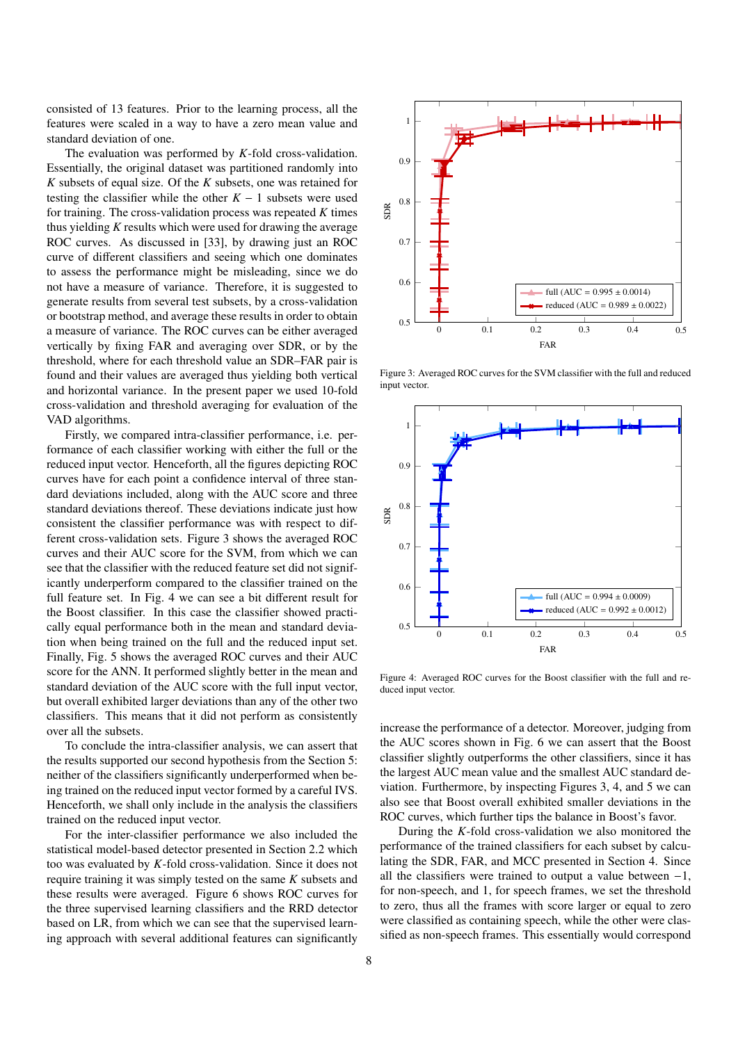consisted of 13 features. Prior to the learning process, all the features were scaled in a way to have a zero mean value and standard deviation of one.

The evaluation was performed by $K$-fold cross-validation. Essentially, the original dataset was partitioned randomly into $K$ subsets of equal size. Of the $K$ subsets, one was retained for testing the classifier while the other $K - 1$ subsets were used for training. The cross-validation process was repeated $K$ times thus yielding $K$ results which were used for drawing the average ROC curves. As discussed in [33], by drawing just an ROC curve of different classifiers and seeing which one dominates to assess the performance might be misleading, since we do not have a measure of variance. Therefore, it is suggested to generate results from several test subsets, by a cross-validation or bootstrap method, and average these results in order to obtain a measure of variance. The ROC curves can be either averaged vertically by fixing FAR and averaging over SDR, or by the threshold, where for each threshold value an SDR–FAR pair is found and their values are averaged thus yielding both vertical and horizontal variance. In the present paper we used 10-fold cross-validation and threshold averaging for evaluation of the VAD algorithms.

Firstly, we compared intra-classifier performance, i.e. performance of each classifier working with either the full or the reduced input vector. Henceforth, all the figures depicting ROC curves have for each point a confidence interval of three standard deviations included, along with the AUC score and three standard deviations thereof. These deviations indicate just how consistent the classifier performance was with respect to different cross-validation sets. Figure 3 shows the averaged ROC curves and their AUC score for the SVM, from which we can see that the classifier with the reduced feature set did not significantly underperform compared to the classifier trained on the full feature set. In Fig. 4 we can see a bit different result for the Boost classifier. In this case the classifier showed practically equal performance both in the mean and standard deviation when being trained on the full and the reduced input set. Finally, Fig. 5 shows the averaged ROC curves and their AUC score for the ANN. It performed slightly better in the mean and standard deviation of the AUC score with the full input vector, but overall exhibited larger deviations than any of the other two classifiers. This means that it did not perform as consistently over all the subsets.

To conclude the intra-classifier analysis, we can assert that the results supported our second hypothesis from the Section 5: neither of the classifiers significantly underperformed when being trained on the reduced input vector formed by a careful IVS. Henceforth, we shall only include in the analysis the classifiers trained on the reduced input vector.

For the inter-classifier performance we also included the statistical model-based detector presented in Section 2.2 which too was evaluated by $K$-fold cross-validation. Since it does not require training it was simply tested on the same $K$ subsets and these results were averaged. Figure 6 shows ROC curves for the three supervised learning classifiers and the RRD detector based on LR, from which we can see that the supervised learning approach with several additional features can significantly

Figure 3: Averaged ROC curves for the SVM classifier with the full and reduced input vector.

Figure 4: Averaged ROC curves for the Boost classifier with the full and reduced input vector.

increase the performance of a detector. Moreover, judging from the AUC scores shown in Fig. 6 we can assert that the Boost classifier slightly outperforms the other classifiers, since it has the largest AUC mean value and the smallest AUC standard deviation. Furthermore, by inspecting Figures 3, 4, and 5 we can also see that Boost overall exhibited smaller deviations in the ROC curves, which further tips the balance in Boost's favor.

During the $K$-fold cross-validation we also monitored the performance of the trained classifiers for each subset by calculating the SDR, FAR, and MCC presented in Section 4. Since all the classifiers were trained to output a value between $-1$, for non-speech, and 1, for speech frames, we set the threshold to zero, thus all the frames with score larger or equal to zero were classified as containing speech, while the other were classified as non-speech frames. This essentially would correspond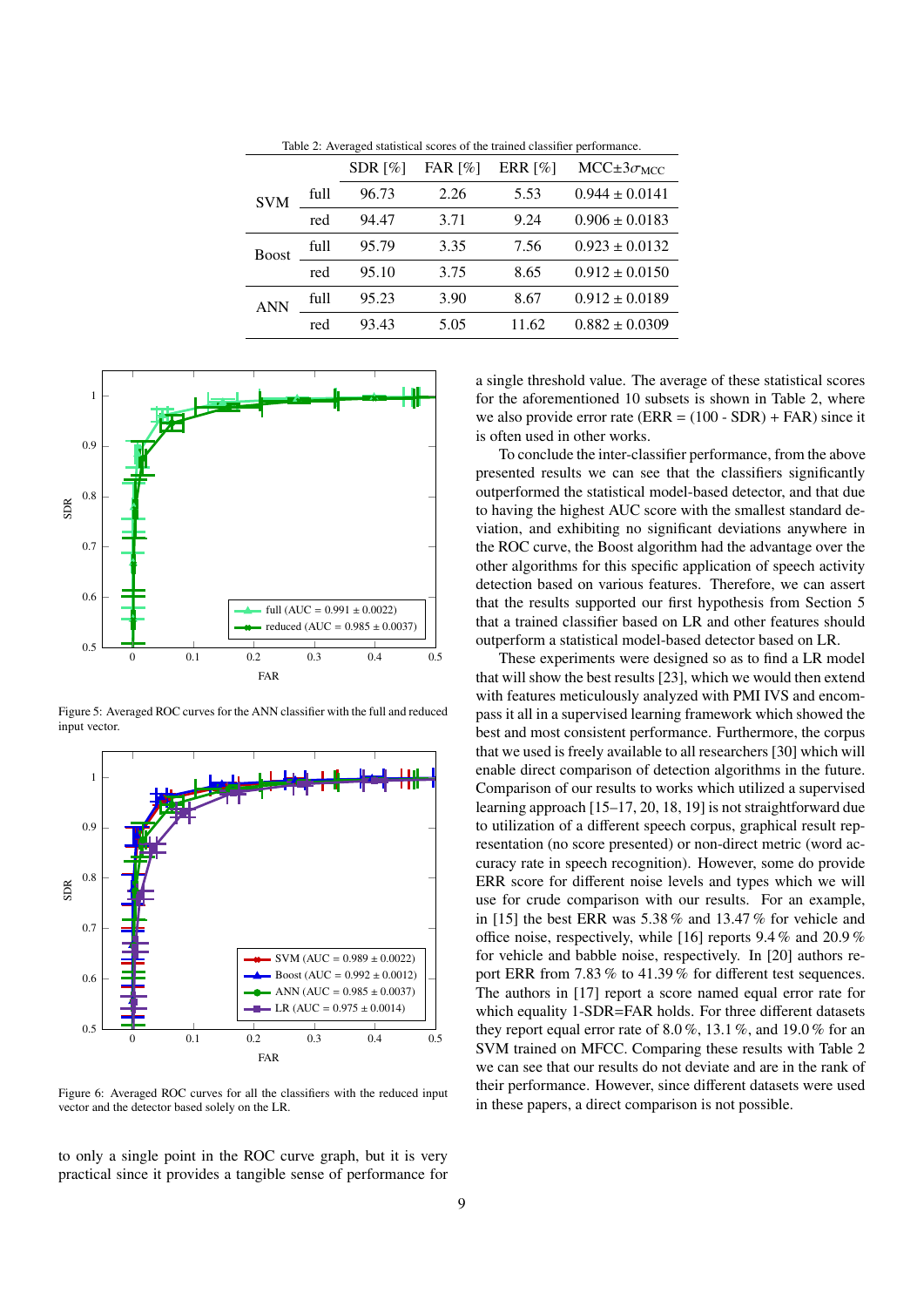Table 2: Averaged statistical scores of the trained classifier performance.

| | | SDR [%] | FAR [%] | ERR [%] | MCC$\pm 3\sigma_{\text{MCC}}$ |
|---|---|---|---|---|---|
| SVM | full | 96.73 | 2.26 | 5.53 | 0.944 ± 0.0141 |
| | red | 94.47 | 3.71 | 9.24 | 0.906 ± 0.0183 |
| Boost | full | 95.79 | 3.35 | 7.56 | 0.923 ± 0.0132 |
| | red | 95.10 | 3.75 | 8.65 | 0.912 ± 0.0150 |
| ANN | full | 95.23 | 3.90 | 8.67 | 0.912 ± 0.0189 |
| | red | 93.43 | 5.05 | 11.62 | 0.882 ± 0.0309 |

Figure 5: Averaged ROC curves for the ANN classifier with the full and reduced input vector.

Figure 6: Averaged ROC curves for all the classifiers with the reduced input vector and the detector based solely on the LR.

to only a single point in the ROC curve graph, but it is very practical since it provides a tangible sense of performance for a single threshold value. The average of these statistical scores for the aforementioned 10 subsets is shown in Table 2, where we also provide error rate (ERR = (100 - SDR) + FAR) since it is often used in other works.

To conclude the inter-classifier performance, from the above presented results we can see that the classifiers significantly outperformed the statistical model-based detector, and that due to having the highest AUC score with the smallest standard deviation, and exhibiting no significant deviations anywhere in the ROC curve, the Boost algorithm had the advantage over the other algorithms for this specific application of speech activity detection based on various features. Therefore, we can assert that the results supported our first hypothesis from Section 5 that a trained classifier based on LR and other features should outperform a statistical model-based detector based on LR.

These experiments were designed so as to find a LR model that will show the best results [23], which we would then extend with features meticulously analyzed with PMI IVS and encompass it all in a supervised learning framework which showed the best and most consistent performance. Furthermore, the corpus that we used is freely available to all researchers [30] which will enable direct comparison of detection algorithms in the future. Comparison of our results to works which utilized a supervised learning approach [15–17, 20, 18, 19] is not straightforward due to utilization of a different speech corpus, graphical result representation (no score presented) or non-direct metric (word accuracy rate in speech recognition). However, some do provide ERR score for different noise levels and types which we will use for crude comparison with our results. For an example, in [15] the best ERR was 5.38 % and 13.47 % for vehicle and office noise, respectively, while [16] reports 9.4 % and 20.9 % for vehicle and babble noise, respectively. In [20] authors report ERR from 7.83 % to 41.39 % for different test sequences. The authors in [17] report a score named equal error rate for which equality 1-SDR=FAR holds. For three different datasets they report equal error rate of 8.0 %, 13.1 %, and 19.0 % for an SVM trained on MFCC. Comparing these results with Table 2 we can see that our results do not deviate and are in the rank of their performance. However, since different datasets were used in these papers, a direct comparison is not possible.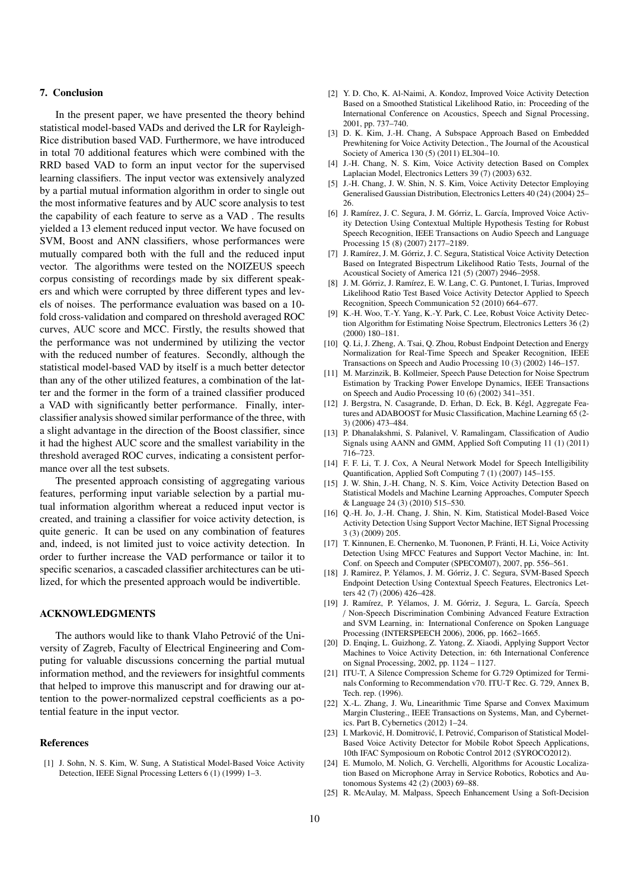## 7. Conclusion

In the present paper, we have presented the theory behind statistical model-based VADs and derived the LR for Rayleigh-Rice distribution based VAD. Furthermore, we have introduced in total 70 additional features which were combined with the RRD based VAD to form an input vector for the supervised learning classifiers. The input vector was extensively analyzed by a partial mutual information algorithm in order to single out the most informative features and by AUC score analysis to test the capability of each feature to serve as a VAD . The results yielded a 13 element reduced input vector. We have focused on SVM, Boost and ANN classifiers, whose performances were mutually compared both with the full and the reduced input vector. The algorithms were tested on the NOIZEUS speech corpus consisting of recordings made by six different speakers and which were corrupted by three different types and levels of noises. The performance evaluation was based on a 10-fold cross-validation and compared on threshold averaged ROC curves, AUC score and MCC. Firstly, the results showed that the performance was not undermined by utilizing the vector with the reduced number of features. Secondly, although the statistical model-based VAD by itself is a much better detector than any of the other utilized features, a combination of the latter and the former in the form of a trained classifier produced a VAD with significantly better performance. Finally, inter-classifier analysis showed similar performance of the three, with a slight advantage in the direction of the Boost classifier, since it had the highest AUC score and the smallest variability in the threshold averaged ROC curves, indicating a consistent performance over all the test subsets.

The presented approach consisting of aggregating various features, performing input variable selection by a partial mutual information algorithm whereat a reduced input vector is created, and training a classifier for voice activity detection, is quite generic. It can be used on any combination of features and, indeed, is not limited just to voice activity detection. In order to further increase the VAD performance or tailor it to specific scenarios, a cascaded classifier architectures can be utilized, for which the presented approach would be indivertible.

## ACKNOWLEDGMENTS

The authors would like to thank Vlaho Petrović of the University of Zagreb, Faculty of Electrical Engineering and Computing for valuable discussions concerning the partial mutual information method, and the reviewers for insightful comments that helped to improve this manuscript and for drawing our attention to the power-normalized cepstral coefficients as a potential feature in the input vector.

## References

[1] J. Sohn, N. S. Kim, W. Sung, A Statistical Model-Based Voice Activity Detection, IEEE Signal Processing Letters 6 (1) (1999) 1–3.

[2] Y. D. Cho, K. Al-Naimi, A. Kondoz, Improved Voice Activity Detection Based on a Smoothed Statistical Likelihood Ratio, in: Proceeding of the International Conference on Acoustics, Speech and Signal Processing, 2001, pp. 737–740.

[3] D. K. Kim, J.-H. Chang, A Subspace Approach Based on Embedded Prewhitening for Voice Activity Detection., The Journal of the Acoustical Society of America 130 (5) (2011) EL304–10.

[4] J.-H. Chang, N. S. Kim, Voice Activity detection Based on Complex Laplacian Model, Electronics Letters 39 (7) (2003) 632.

[5] J.-H. Chang, J. W. Shin, N. S. Kim, Voice Activity Detector Employing Generalised Gaussian Distribution, Electronics Letters 40 (24) (2004) 25–26.

[6] J. Ramírez, J. C. Segura, J. M. Górriz, L. García, Improved Voice Activity Detection Using Contextual Multiple Hypothesis Testing for Robust Speech Recognition, IEEE Transactions on Audio Speech and Language Processing 15 (8) (2007) 2177–2189.

[7] J. Ramírez, J. M. Górriz, J. C. Segura, Statistical Voice Activity Detection Based on Integrated Bispectrum Likelihood Ratio Tests, Journal of the Acoustical Society of America 121 (5) (2007) 2946–2958.

[8] J. M. Górriz, J. Ramírez, E. W. Lang, C. G. Puntonet, I. Turias, Improved Likelihood Ratio Test Based Voice Activity Detector Applied to Speech Recognition, Speech Communication 52 (2010) 664–677.

[9] K.-H. Woo, T.-Y. Yang, K.-Y. Park, C. Lee, Robust Voice Activity Detection Algorithm for Estimating Noise Spectrum, Electronics Letters 36 (2) (2000) 180–181.

[10] Q. Li, J. Zheng, A. Tsai, Q. Zhou, Robust Endpoint Detection and Energy Normalization for Real-Time Speech and Speaker Recognition, IEEE Transactions on Speech and Audio Processing 10 (3) (2002) 146–157.

[11] M. Marzinzik, B. Kollmeier, Speech Pause Detection for Noise Spectrum Estimation by Tracking Power Envelope Dynamics, IEEE Transactions on Speech and Audio Processing 10 (6) (2002) 341–351.

[12] J. Bergstra, N. Casagrande, D. Erhan, D. Eck, B. Kégl, Aggregate Features and ADABOOST for Music Classification, Machine Learning 65 (2-3) (2006) 473–484.

[13] P. Dhanalakshmi, S. Palanivel, V. Ramalingam, Classification of Audio Signals using AANN and GMM, Applied Soft Computing 11 (1) (2011) 716–723.

[14] F. F. Li, T. J. Cox, A Neural Network Model for Speech Intelligibility Quantification, Applied Soft Computing 7 (1) (2007) 145–155.

[15] J. W. Shin, J.-H. Chang, N. S. Kim, Voice Activity Detection Based on Statistical Models and Machine Learning Approaches, Computer Speech & Language 24 (3) (2010) 515–530.

[16] Q.-H. Jo, J.-H. Chang, J. Shin, N. Kim, Statistical Model-Based Voice Activity Detection Using Support Vector Machine, IET Signal Processing 3 (3) (2009) 205.

[17] T. Kinnunen, E. Chernenko, M. Tuononen, P. Fränti, H. Li, Voice Activity Detection Using MFCC Features and Support Vector Machine, in: Int. Conf. on Speech and Computer (SPECOM07), 2007, pp. 556–561.

[18] J. Ramirez, P. Yélamos, J. M. Górriz, J. C. Segura, SVM-Based Speech Endpoint Detection Using Contextual Speech Features, Electronics Letters 42 (7) (2006) 426–428.

[19] J. Ramírez, P. Yélamos, J. M. Górriz, J. Segura, L. García, Speech / Non-Speech Discrimination Combining Advanced Feature Extraction and SVM Learning, in: International Conference on Spoken Language Processing (INTERSPEECH 2006), 2006, pp. 1662–1665.

[20] D. Enqing, L. Guizhong, Z. Yatong, Z. Xiaodi, Applying Support Vector Machines to Voice Activity Detection, in: 6th International Conference on Signal Processing, 2002, pp. 1124 – 1127.

[21] ITU-T, A Silence Compression Scheme for G.729 Optimized for Terminals Conforming to Recommendation v70. ITU-T Rec. G. 729, Annex B, Tech. rep. (1996).

[22] X.-L. Zhang, J. Wu, Linearithmic Time Sparse and Convex Maximum Margin Clustering., IEEE Transactions on Systems, Man, and Cybernetics. Part B, Cybernetics (2012) 1–24.

[23] I. Marković, H. Domitrović, I. Petrović, Comparison of Statistical Model-Based Voice Activity Detector for Mobile Robot Speech Applications, 10th IFAC Symposioum on Robotic Control 2012 (SYROCO2012).

[24] E. Mumolo, M. Nolich, G. Verchelli, Algorithms for Acoustic Localization Based on Microphone Array in Service Robotics, Robotics and Autonomous Systems 42 (2) (2003) 69–88.

[25] R. McAulay, M. Malpass, Speech Enhancement Using a Soft-Decision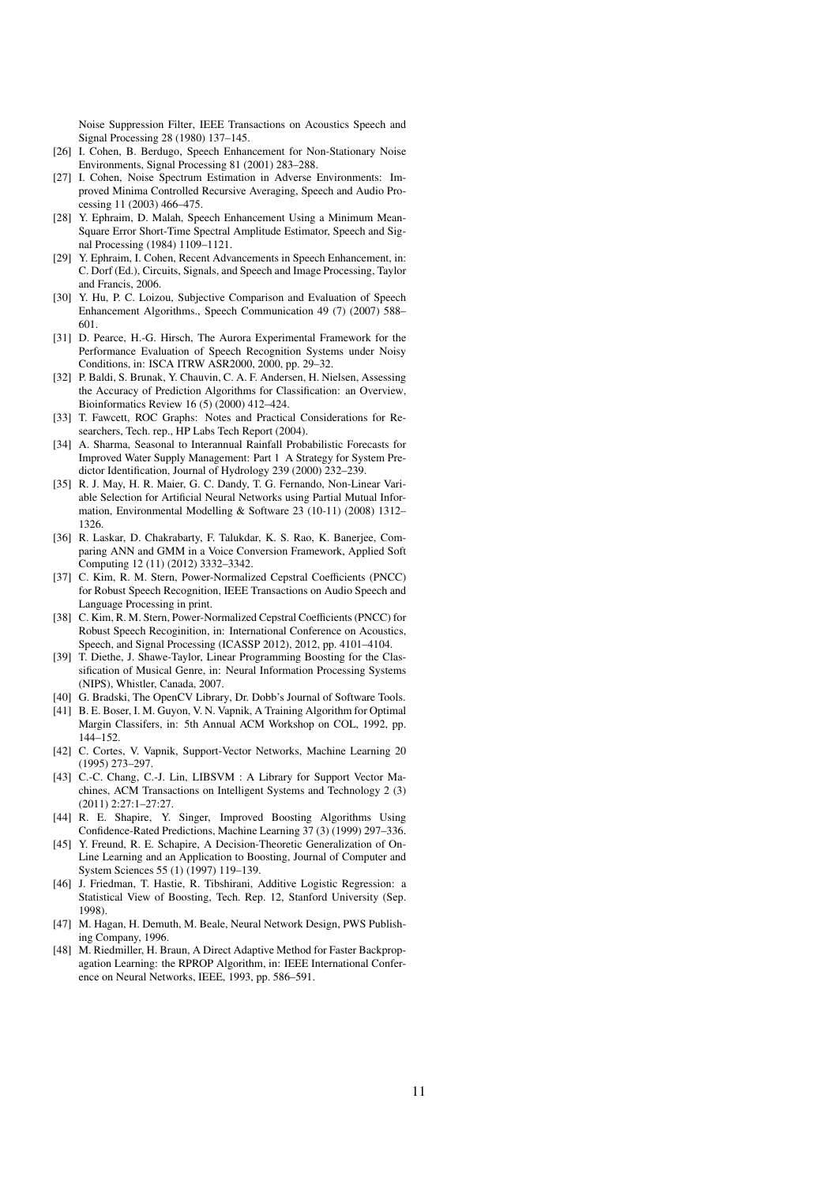Noise Suppression Filter, IEEE Transactions on Acoustics Speech and Signal Processing 28 (1980) 137–145.

[26] I. Cohen, B. Berdugo, Speech Enhancement for Non-Stationary Noise Environments, Signal Processing 81 (2001) 283–288.

[27] I. Cohen, Noise Spectrum Estimation in Adverse Environments: Improved Minima Controlled Recursive Averaging, Speech and Audio Processing 11 (2003) 466–475.

[28] Y. Ephraim, D. Malah, Speech Enhancement Using a Minimum Mean-Square Error Short-Time Spectral Amplitude Estimator, Speech and Signal Processing (1984) 1109–1121.

[29] Y. Ephraim, I. Cohen, Recent Advancements in Speech Enhancement, in: C. Dorf (Ed.), Circuits, Signals, and Speech and Image Processing, Taylor and Francis, 2006.

[30] Y. Hu, P. C. Loizou, Subjective Comparison and Evaluation of Speech Enhancement Algorithms., Speech Communication 49 (7) (2007) 588–601.

[31] D. Pearce, H.-G. Hirsch, The Aurora Experimental Framework for the Performance Evaluation of Speech Recognition Systems under Noisy Conditions, in: ISCA ITRW ASR2000, 2000, pp. 29–32.

[32] P. Baldi, S. Brunak, Y. Chauvin, C. A. F. Andersen, H. Nielsen, Assessing the Accuracy of Prediction Algorithms for Classification: an Overview, Bioinformatics Review 16 (5) (2000) 412–424.

[33] T. Fawcett, ROC Graphs: Notes and Practical Considerations for Researchers, Tech. rep., HP Labs Tech Report (2004).

[34] A. Sharma, Seasonal to Interannual Rainfall Probabilistic Forecasts for Improved Water Supply Management: Part 1 A Strategy for System Predictor Identification, Journal of Hydrology 239 (2000) 232–239.

[35] R. J. May, H. R. Maier, G. C. Dandy, T. G. Fernando, Non-Linear Variable Selection for Artificial Neural Networks using Partial Mutual Information, Environmental Modelling & Software 23 (10-11) (2008) 1312–1326.

[36] R. Laskar, D. Chakrabarty, F. Talukdar, K. S. Rao, K. Banerjee, Comparing ANN and GMM in a Voice Conversion Framework, Applied Soft Computing 12 (11) (2012) 3332–3342.

[37] C. Kim, R. M. Stern, Power-Normalized Cepstral Coefficients (PNCC) for Robust Speech Recognition, IEEE Transactions on Audio Speech and Language Processing in print.

[38] C. Kim, R. M. Stern, Power-Normalized Cepstral Coefficients (PNCC) for Robust Speech Recoginition, in: International Conference on Acoustics, Speech, and Signal Processing (ICASSP 2012), 2012, pp. 4101–4104.

[39] T. Diethe, J. Shawe-Taylor, Linear Programming Boosting for the Classification of Musical Genre, in: Neural Information Processing Systems (NIPS), Whistler, Canada, 2007.

[40] G. Bradski, The OpenCV Library, Dr. Dobb's Journal of Software Tools.

[41] B. E. Boser, I. M. Guyon, V. N. Vapnik, A Training Algorithm for Optimal Margin Classifers, in: 5th Annual ACM Workshop on COL, 1992, pp. 144–152.

[42] C. Cortes, V. Vapnik, Support-Vector Networks, Machine Learning 20 (1995) 273–297.

[43] C.-C. Chang, C.-J. Lin, LIBSVM : A Library for Support Vector Machines, ACM Transactions on Intelligent Systems and Technology 2 (3) (2011) 2:27:1–27:27.

[44] R. E. Shapire, Y. Singer, Improved Boosting Algorithms Using Confidence-Rated Predictions, Machine Learning 37 (3) (1999) 297–336.

[45] Y. Freund, R. E. Schapire, A Decision-Theoretic Generalization of On-Line Learning and an Application to Boosting, Journal of Computer and System Sciences 55 (1) (1997) 119–139.

[46] J. Friedman, T. Hastie, R. Tibshirani, Additive Logistic Regression: a Statistical View of Boosting, Tech. Rep. 12, Stanford University (Sep. 1998).

[47] M. Hagan, H. Demuth, M. Beale, Neural Network Design, PWS Publishing Company, 1996.

[48] M. Riedmiller, H. Braun, A Direct Adaptive Method for Faster Backpropagation Learning: the RPROP Algorithm, in: IEEE International Conference on Neural Networks, IEEE, 1993, pp. 586–591.